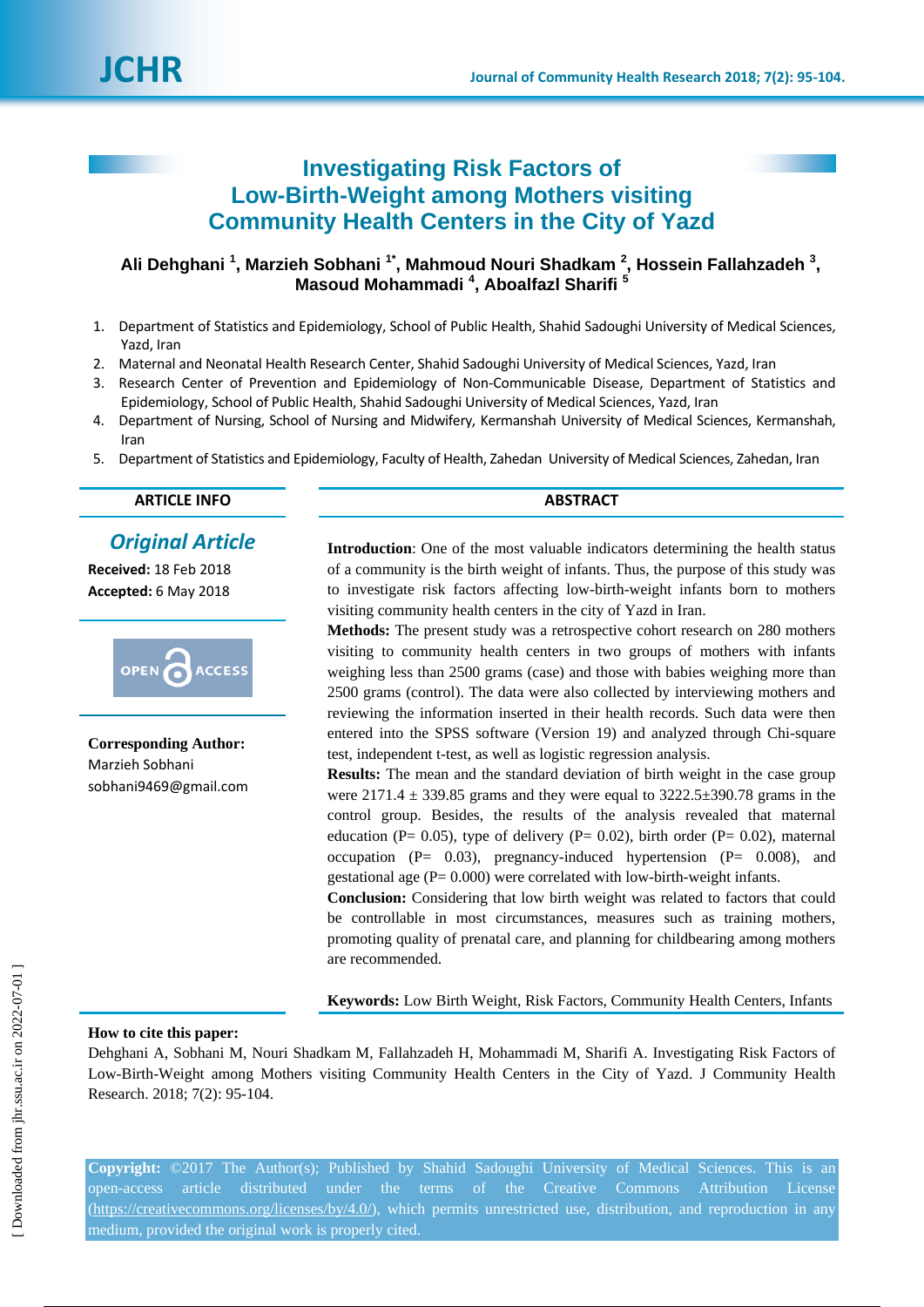# Investigating Risk Factors of Low-Birth-Weight among Mothers visiting Community Health Centers in the City of Yazd

**Ali Dehghani [1], Marzieh Sobhani [1*], Mahmoud Nouri Shadkam [2], Hossein Fallahzadeh [3], Masoud Mohammadi [4], Aboalfazl Sharifi [5]**

1. Department of Statistics and Epidemiology, School of Public Health, Shahid Sadoughi University of Medical Sciences, Yazd, Iran
2. Maternal and Neonatal Health Research Center, Shahid Sadoughi University of Medical Sciences, Yazd, Iran
3. Research Center of Prevention and Epidemiology of Non-Communicable Disease, Department of Statistics and Epidemiology, School of Public Health, Shahid Sadoughi University of Medical Sciences, Yazd, Iran
4. Department of Nursing, School of Nursing and Midwifery, Kermanshah University of Medical Sciences, Kermanshah, Iran
5. Department of Statistics and Epidemiology, Faculty of Health, Zahedan University of Medical Sciences, Zahedan, Iran

## ARTICLE INFO

*Original Article*

**Received:** 18 Feb 2018
**Accepted:** 6 May 2018

OPEN ACCESS

**Corresponding Author:**
Marzieh Sobhani
sobhani9469@gmail.com

## ABSTRACT

**Introduction**: One of the most valuable indicators determining the health status of a community is the birth weight of infants. Thus, the purpose of this study was to investigate risk factors affecting low-birth-weight infants born to mothers visiting community health centers in the city of Yazd in Iran.

**Methods:** The present study was a retrospective cohort research on 280 mothers visiting to community health centers in two groups of mothers with infants weighing less than 2500 grams (case) and those with babies weighing more than 2500 grams (control). The data were also collected by interviewing mothers and reviewing the information inserted in their health records. Such data were then entered into the SPSS software (Version 19) and analyzed through Chi-square test, independent t-test, as well as logistic regression analysis.

**Results:** The mean and the standard deviation of birth weight in the case group were 2171.4 ± 339.85 grams and they were equal to 3222.5±390.78 grams in the control group. Besides, the results of the analysis revealed that maternal education (P= 0.05), type of delivery (P= 0.02), birth order (P= 0.02), maternal occupation (P= 0.03), pregnancy-induced hypertension (P= 0.008), and gestational age (P= 0.000) were correlated with low-birth-weight infants.

**Conclusion:** Considering that low birth weight was related to factors that could be controllable in most circumstances, measures such as training mothers, promoting quality of prenatal care, and planning for childbearing among mothers are recommended.

**Keywords:** Low Birth Weight, Risk Factors, Community Health Centers, Infants

**How to cite this paper:**
Dehghani A, Sobhani M, Nouri Shadkam M, Fallahzadeh H, Mohammadi M, Sharifi A. Investigating Risk Factors of Low-Birth-Weight among Mothers visiting Community Health Centers in the City of Yazd. J Community Health Research. 2018; 7(2): 95-104.

**Copyright:** ©2017 The Author(s); Published by Shahid Sadoughi University of Medical Sciences. This is an open-access article distributed under the terms of the Creative Commons Attribution License (https://creativecommons.org/licenses/by/4.0/), which permits unrestricted use, distribution, and reproduction in any medium, provided the original work is properly cited.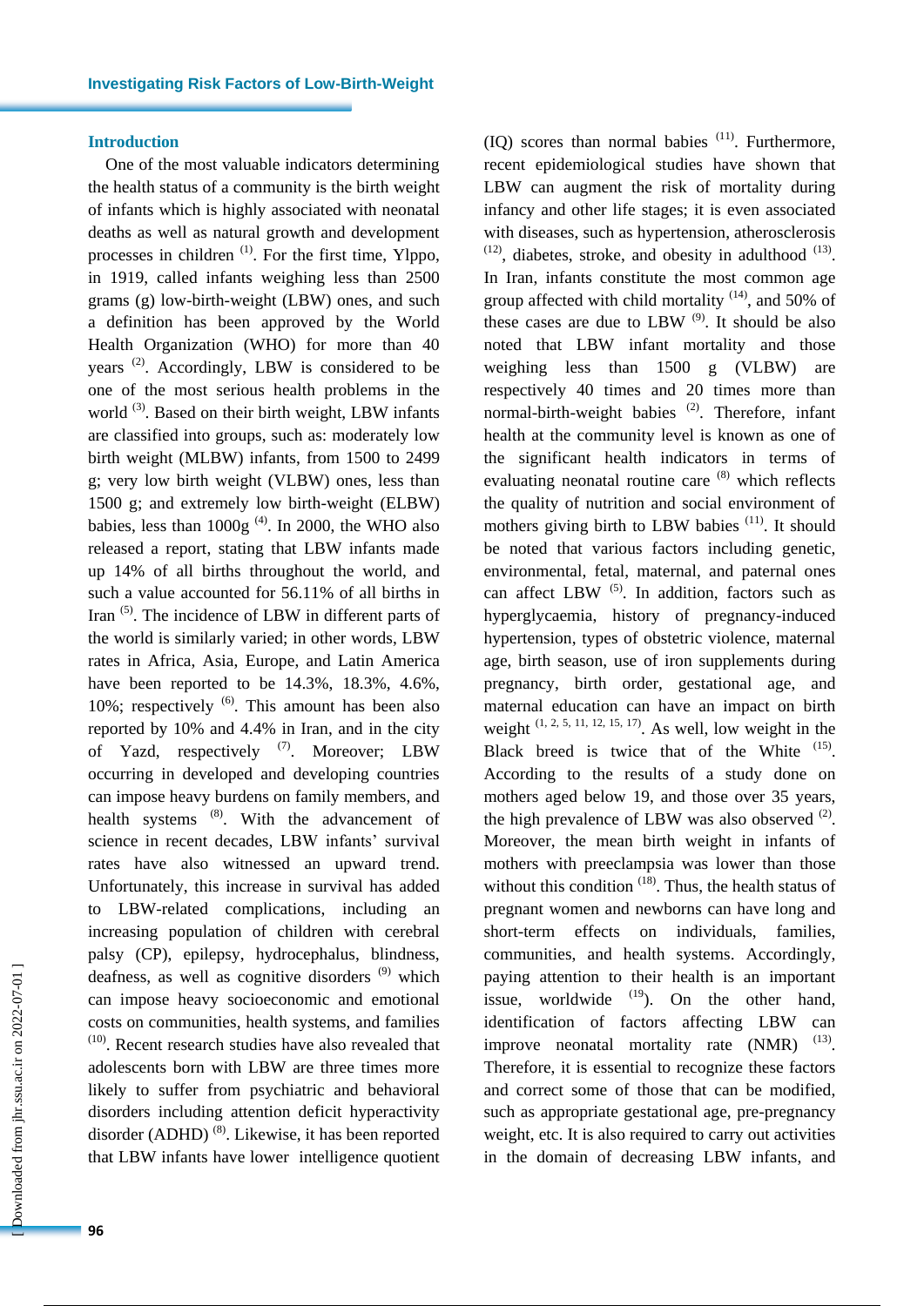## Introduction

One of the most valuable indicators determining the health status of a community is the birth weight of infants which is highly associated with neonatal deaths as well as natural growth and development processes in children [1]. For the first time, Ylppo, in 1919, called infants weighing less than 2500 grams (g) low-birth-weight (LBW) ones, and such a definition has been approved by the World Health Organization (WHO) for more than 40 years [2]. Accordingly, LBW is considered to be one of the most serious health problems in the world [3]. Based on their birth weight, LBW infants are classified into groups, such as: moderately low birth weight (MLBW) infants, from 1500 to 2499 g; very low birth weight (VLBW) ones, less than 1500 g; and extremely low birth-weight (ELBW) babies, less than 1000g [4]. In 2000, the WHO also released a report, stating that LBW infants made up 14% of all births throughout the world, and such a value accounted for 56.11% of all births in Iran [5]. The incidence of LBW in different parts of the world is similarly varied; in other words, LBW rates in Africa, Asia, Europe, and Latin America have been reported to be 14.3%, 18.3%, 4.6%, 10%; respectively [6]. This amount has been also reported by 10% and 4.4% in Iran, and in the city of Yazd, respectively [7]. Moreover; LBW occurring in developed and developing countries can impose heavy burdens on family members, and health systems [8]. With the advancement of science in recent decades, LBW infants' survival rates have also witnessed an upward trend. Unfortunately, this increase in survival has added to LBW-related complications, including an increasing population of children with cerebral palsy (CP), epilepsy, hydrocephalus, blindness, deafness, as well as cognitive disorders [9] which can impose heavy socioeconomic and emotional costs on communities, health systems, and families [10]. Recent research studies have also revealed that adolescents born with LBW are three times more likely to suffer from psychiatric and behavioral disorders including attention deficit hyperactivity disorder (ADHD) [8]. Likewise, it has been reported that LBW infants have lower intelligence quotient (IQ) scores than normal babies [11]. Furthermore, recent epidemiological studies have shown that LBW can augment the risk of mortality during infancy and other life stages; it is even associated with diseases, such as hypertension, atherosclerosis [12], diabetes, stroke, and obesity in adulthood [13]. In Iran, infants constitute the most common age group affected with child mortality [14], and 50% of these cases are due to LBW [9]. It should be also noted that LBW infant mortality and those weighing less than 1500 g (VLBW) are respectively 40 times and 20 times more than normal-birth-weight babies [2]. Therefore, infant health at the community level is known as one of the significant health indicators in terms of evaluating neonatal routine care [8] which reflects the quality of nutrition and social environment of mothers giving birth to LBW babies [11]. It should be noted that various factors including genetic, environmental, fetal, maternal, and paternal ones can affect LBW [5]. In addition, factors such as hyperglycaemia, history of pregnancy-induced hypertension, types of obstetric violence, maternal age, birth season, use of iron supplements during pregnancy, birth order, gestational age, and maternal education can have an impact on birth weight [1, 2, 5, 11, 12, 15, 17]. As well, low weight in the Black breed is twice that of the White [15]. According to the results of a study done on mothers aged below 19, and those over 35 years, the high prevalence of LBW was also observed [2]. Moreover, the mean birth weight in infants of mothers with preeclampsia was lower than those without this condition [18]. Thus, the health status of pregnant women and newborns can have long and short-term effects on individuals, families, communities, and health systems. Accordingly, paying attention to their health is an important issue, worldwide [19]). On the other hand, identification of factors affecting LBW can improve neonatal mortality rate (NMR) [13]. Therefore, it is essential to recognize these factors and correct some of those that can be modified, such as appropriate gestational age, pre-pregnancy weight, etc. It is also required to carry out activities in the domain of decreasing LBW infants, and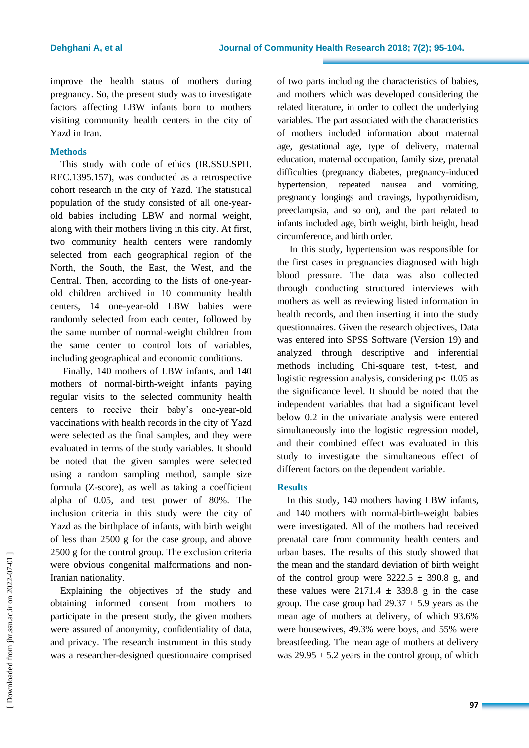improve the health status of mothers during pregnancy. So, the present study was to investigate factors affecting LBW infants born to mothers visiting community health centers in the city of Yazd in Iran.

## Methods

This study with code of ethics (IR.SSU.SPH.REC.1395.157), was conducted as a retrospective cohort research in the city of Yazd. The statistical population of the study consisted of all one-year-old babies including LBW and normal weight, along with their mothers living in this city. At first, two community health centers were randomly selected from each geographical region of the North, the South, the East, the West, and the Central. Then, according to the lists of one-year-old children archived in 10 community health centers, 14 one-year-old LBW babies were randomly selected from each center, followed by the same number of normal-weight children from the same center to control lots of variables, including geographical and economic conditions.

Finally, 140 mothers of LBW infants, and 140 mothers of normal-birth-weight infants paying regular visits to the selected community health centers to receive their baby's one-year-old vaccinations with health records in the city of Yazd were selected as the final samples, and they were evaluated in terms of the study variables. It should be noted that the given samples were selected using a random sampling method, sample size formula (Z-score), as well as taking a coefficient alpha of 0.05, and test power of 80%. The inclusion criteria in this study were the city of Yazd as the birthplace of infants, with birth weight of less than 2500 g for the case group, and above 2500 g for the control group. The exclusion criteria were obvious congenital malformations and non-Iranian nationality.

Explaining the objectives of the study and obtaining informed consent from mothers to participate in the present study, the given mothers were assured of anonymity, confidentiality of data, and privacy. The research instrument in this study was a researcher-designed questionnaire comprised of two parts including the characteristics of babies, and mothers which was developed considering the related literature, in order to collect the underlying variables. The part associated with the characteristics of mothers included information about maternal age, gestational age, type of delivery, maternal education, maternal occupation, family size, prenatal difficulties (pregnancy diabetes, pregnancy-induced hypertension, repeated nausea and vomiting, pregnancy longings and cravings, hypothyroidism, preeclampsia, and so on), and the part related to infants included age, birth weight, birth height, head circumference, and birth order.

In this study, hypertension was responsible for the first cases in pregnancies diagnosed with high blood pressure. The data was also collected through conducting structured interviews with mothers as well as reviewing listed information in health records, and then inserting it into the study questionnaires. Given the research objectives, Data was entered into SPSS Software (Version 19) and analyzed through descriptive and inferential methods including Chi-square test, t-test, and logistic regression analysis, considering $p < 0.05$ as the significance level. It should be noted that the independent variables that had a significant level below 0.2 in the univariate analysis were entered simultaneously into the logistic regression model, and their combined effect was evaluated in this study to investigate the simultaneous effect of different factors on the dependent variable.

## Results

In this study, 140 mothers having LBW infants, and 140 mothers with normal-birth-weight babies were investigated. All of the mothers had received prenatal care from community health centers and urban bases. The results of this study showed that the mean and the standard deviation of birth weight of the control group were 3222.5 ± 390.8 g, and these values were 2171.4 ± 339.8 g in the case group. The case group had 29.37 ± 5.9 years as the mean age of mothers at delivery, of which 93.6% were housewives, 49.3% were boys, and 55% were breastfeeding. The mean age of mothers at delivery was 29.95 ± 5.2 years in the control group, of which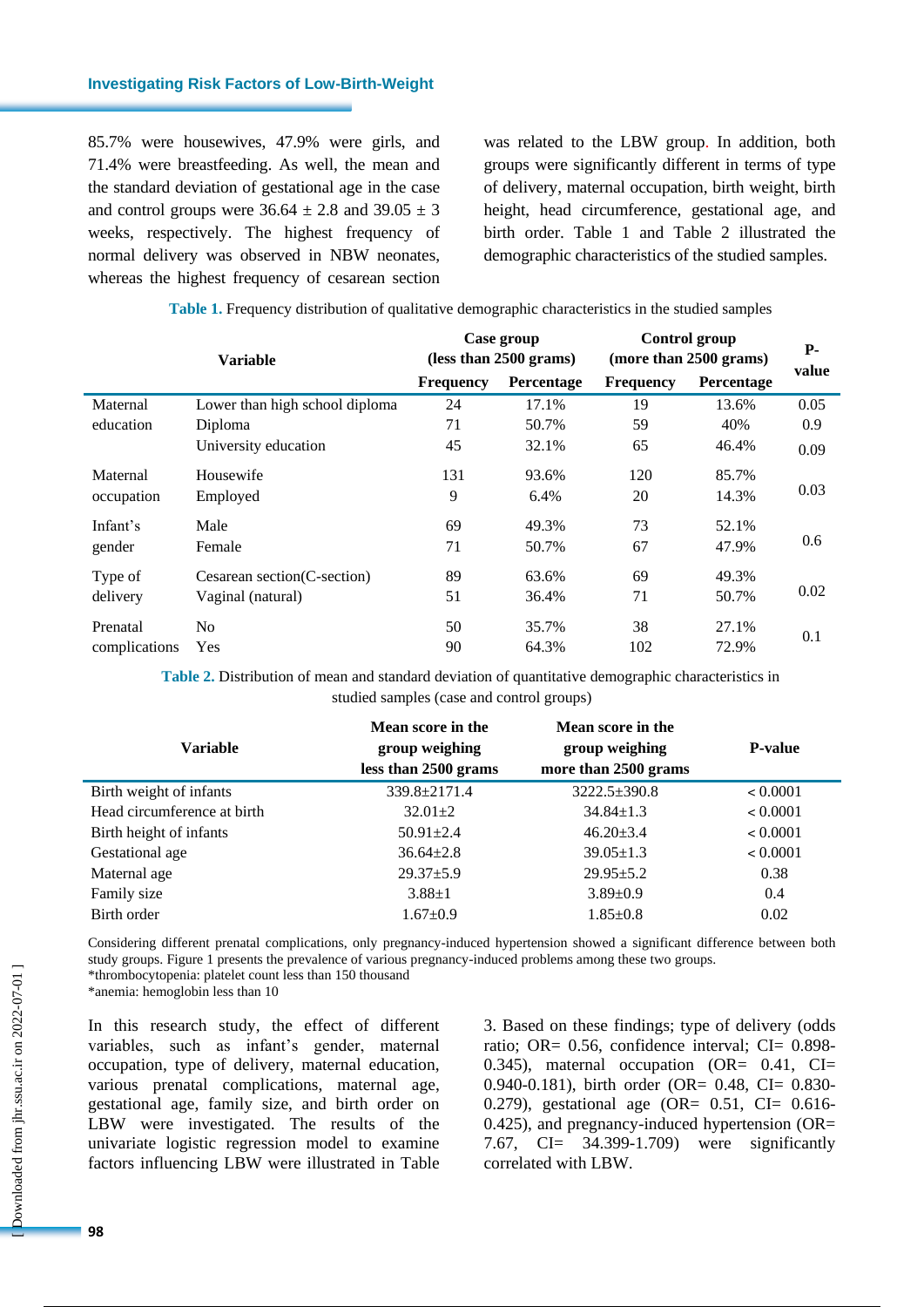85.7% were housewives, 47.9% were girls, and 71.4% were breastfeeding. As well, the mean and the standard deviation of gestational age in the case and control groups were 36.64 ± 2.8 and 39.05 ± 3 weeks, respectively. The highest frequency of normal delivery was observed in NBW neonates, whereas the highest frequency of cesarean section was related to the LBW group. In addition, both groups were significantly different in terms of type of delivery, maternal occupation, birth weight, birth height, head circumference, gestational age, and birth order. Table 1 and Table 2 illustrated the demographic characteristics of the studied samples.

**Table 1.** Frequency distribution of qualitative demographic characteristics in the studied samples

| Variable | | Case group (less than 2500 grams) | | Control group (more than 2500 grams) | | P-value |
|---|---|---|---|---|---|---|
| | | Frequency | Percentage | Frequency | Percentage | |
| Maternal education | Lower than high school diploma | 24 | 17.1% | 19 | 13.6% | 0.05 |
| | Diploma | 71 | 50.7% | 59 | 40% | 0.9 |
| | University education | 45 | 32.1% | 65 | 46.4% | 0.09 |
| Maternal occupation | Housewife | 131 | 93.6% | 120 | 85.7% | 0.03 |
| | Employed | 9 | 6.4% | 20 | 14.3% | |
| Infant's gender | Male | 69 | 49.3% | 73 | 52.1% | 0.6 |
| | Female | 71 | 50.7% | 67 | 47.9% | |
| Type of delivery | Cesarean section(C-section) | 89 | 63.6% | 69 | 49.3% | 0.02 |
| | Vaginal (natural) | 51 | 36.4% | 71 | 50.7% | |
| Prenatal complications | No | 50 | 35.7% | 38 | 27.1% | 0.1 |
| | Yes | 90 | 64.3% | 102 | 72.9% | |

**Table 2.** Distribution of mean and standard deviation of quantitative demographic characteristics in studied samples (case and control groups)

| Variable | Mean score in the group weighing less than 2500 grams | Mean score in the group weighing more than 2500 grams | P-value |
|---|---|---|---|
| Birth weight of infants | 339.8±2171.4 | 3222.5±390.8 | < 0.0001 |
| Head circumference at birth | 32.01±2 | 34.84±1.3 | < 0.0001 |
| Birth height of infants | 50.91±2.4 | 46.20±3.4 | < 0.0001 |
| Gestational age | 36.64±2.8 | 39.05±1.3 | < 0.0001 |
| Maternal age | 29.37±5.9 | 29.95±5.2 | 0.38 |
| Family size | 3.88±1 | 3.89±0.9 | 0.4 |
| Birth order | 1.67±0.9 | 1.85±0.8 | 0.02 |

Considering different prenatal complications, only pregnancy-induced hypertension showed a significant difference between both study groups. Figure 1 presents the prevalence of various pregnancy-induced problems among these two groups.
*thrombocytopenia: platelet count less than 150 thousand
*anemia: hemoglobin less than 10

In this research study, the effect of different variables, such as infant's gender, maternal occupation, type of delivery, maternal education, various prenatal complications, maternal age, gestational age, family size, and birth order on LBW were investigated. The results of the univariate logistic regression model to examine factors influencing LBW were illustrated in Table 3. Based on these findings; type of delivery (odds ratio; OR= 0.56, confidence interval; CI= 0.898-0.345), maternal occupation (OR= 0.41, CI= 0.940-0.181), birth order (OR= 0.48, CI= 0.830-0.279), gestational age (OR= 0.51, CI= 0.616-0.425), and pregnancy-induced hypertension (OR= 7.67, CI= 34.399-1.709) were significantly correlated with LBW.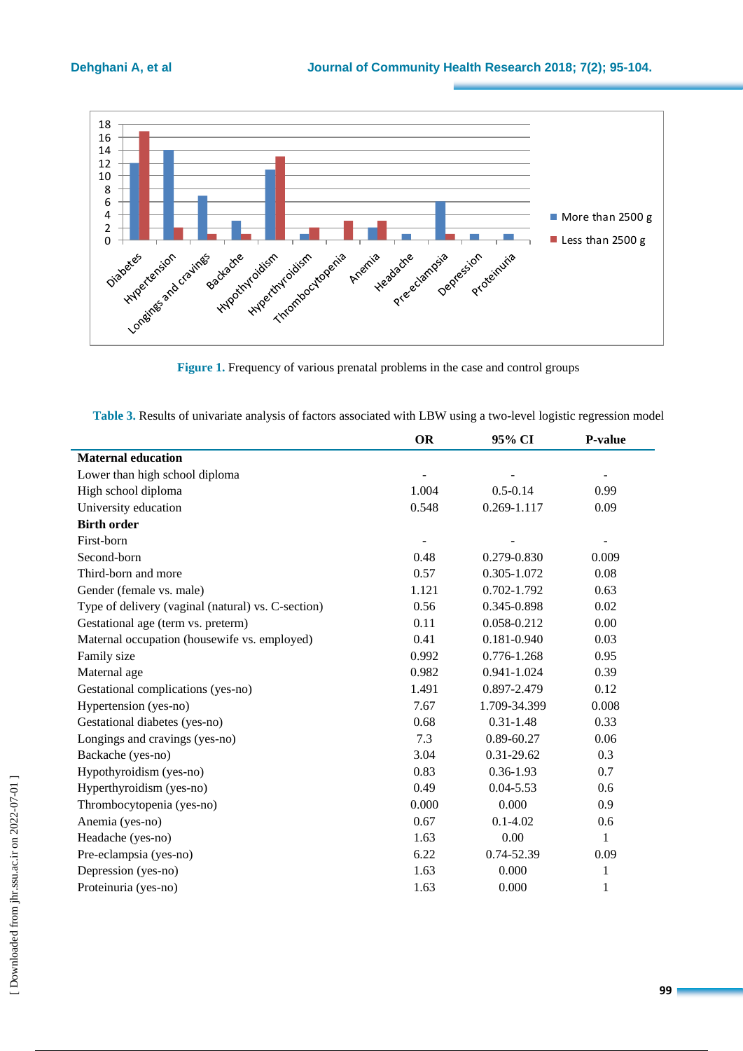**Figure 1.** Frequency of various prenatal problems in the case and control groups

**Table 3.** Results of univariate analysis of factors associated with LBW using a two-level logistic regression model

| | OR | 95% CI | P-value |
|---|---|---|---|
| **Maternal education** | | | |
| Lower than high school diploma | - | - | - |
| High school diploma | 1.004 | 0.5-0.14 | 0.99 |
| University education | 0.548 | 0.269-1.117 | 0.09 |
| **Birth order** | | | |
| First-born | - | - | - |
| Second-born | 0.48 | 0.279-0.830 | 0.009 |
| Third-born and more | 0.57 | 0.305-1.072 | 0.08 |
| Gender (female vs. male) | 1.121 | 0.702-1.792 | 0.63 |
| Type of delivery (vaginal (natural) vs. C-section) | 0.56 | 0.345-0.898 | 0.02 |
| Gestational age (term vs. preterm) | 0.11 | 0.058-0.212 | 0.00 |
| Maternal occupation (housewife vs. employed) | 0.41 | 0.181-0.940 | 0.03 |
| Family size | 0.992 | 0.776-1.268 | 0.95 |
| Maternal age | 0.982 | 0.941-1.024 | 0.39 |
| Gestational complications (yes-no) | 1.491 | 0.897-2.479 | 0.12 |
| Hypertension (yes-no) | 7.67 | 1.709-34.399 | 0.008 |
| Gestational diabetes (yes-no) | 0.68 | 0.31-1.48 | 0.33 |
| Longings and cravings (yes-no) | 7.3 | 0.89-60.27 | 0.06 |
| Backache (yes-no) | 3.04 | 0.31-29.62 | 0.3 |
| Hypothyroidism (yes-no) | 0.83 | 0.36-1.93 | 0.7 |
| Hyperthyroidism (yes-no) | 0.49 | 0.04-5.53 | 0.6 |
| Thrombocytopenia (yes-no) | 0.000 | 0.000 | 0.9 |
| Anemia (yes-no) | 0.67 | 0.1-4.02 | 0.6 |
| Headache (yes-no) | 1.63 | 0.00 | 1 |
| Pre-eclampsia (yes-no) | 6.22 | 0.74-52.39 | 0.09 |
| Depression (yes-no) | 1.63 | 0.000 | 1 |
| Proteinuria (yes-no) | 1.63 | 0.000 | 1 |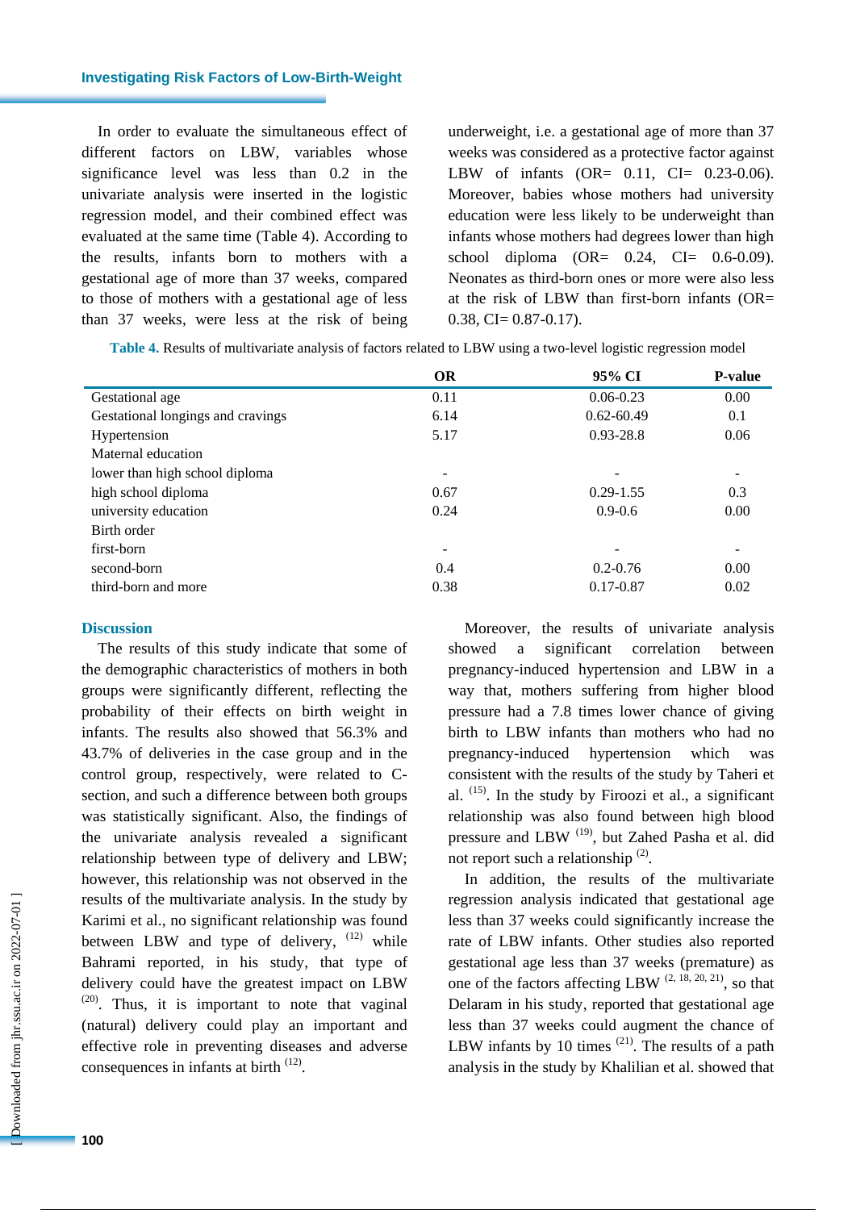In order to evaluate the simultaneous effect of different factors on LBW, variables whose significance level was less than 0.2 in the univariate analysis were inserted in the logistic regression model, and their combined effect was evaluated at the same time (Table 4). According to the results, infants born to mothers with a gestational age of more than 37 weeks, compared to those of mothers with a gestational age of less than 37 weeks, were less at the risk of being underweight, i.e. a gestational age of more than 37 weeks was considered as a protective factor against LBW of infants (OR= 0.11, CI= 0.23-0.06). Moreover, babies whose mothers had university education were less likely to be underweight than infants whose mothers had degrees lower than high school diploma (OR= 0.24, CI= 0.6-0.09). Neonates as third-born ones or more were also less at the risk of LBW than first-born infants (OR= 0.38, CI= 0.87-0.17).

**Table 4.** Results of multivariate analysis of factors related to LBW using a two-level logistic regression model

| | OR | 95% CI | P-value |
|---|---|---|---|
| Gestational age | 0.11 | 0.06-0.23 | 0.00 |
| Gestational longings and cravings | 6.14 | 0.62-60.49 | 0.1 |
| Hypertension | 5.17 | 0.93-28.8 | 0.06 |
| Maternal education | | | |
| lower than high school diploma | - | - | - |
| high school diploma | 0.67 | 0.29-1.55 | 0.3 |
| university education | 0.24 | 0.9-0.6 | 0.00 |
| Birth order | | | |
| first-born | - | - | - |
| second-born | 0.4 | 0.2-0.76 | 0.00 |
| third-born and more | 0.38 | 0.17-0.87 | 0.02 |

## Discussion

The results of this study indicate that some of the demographic characteristics of mothers in both groups were significantly different, reflecting the probability of their effects on birth weight in infants. The results also showed that 56.3% and 43.7% of deliveries in the case group and in the control group, respectively, were related to C-section, and such a difference between both groups was statistically significant. Also, the findings of the univariate analysis revealed a significant relationship between type of delivery and LBW; however, this relationship was not observed in the results of the multivariate analysis. In the study by Karimi et al., no significant relationship was found between LBW and type of delivery, [12] while Bahrami reported, in his study, that type of delivery could have the greatest impact on LBW [20]. Thus, it is important to note that vaginal (natural) delivery could play an important and effective role in preventing diseases and adverse consequences in infants at birth [12].

Moreover, the results of univariate analysis showed a significant correlation between pregnancy-induced hypertension and LBW in a way that, mothers suffering from higher blood pressure had a 7.8 times lower chance of giving birth to LBW infants than mothers who had no pregnancy-induced hypertension which was consistent with the results of the study by Taheri et al. [15]. In the study by Firoozi et al., a significant relationship was also found between high blood pressure and LBW [19], but Zahed Pasha et al. did not report such a relationship [2].

In addition, the results of the multivariate regression analysis indicated that gestational age less than 37 weeks could significantly increase the rate of LBW infants. Other studies also reported gestational age less than 37 weeks (premature) as one of the factors affecting LBW [2, 18, 20, 21], so that Delaram in his study, reported that gestational age less than 37 weeks could augment the chance of LBW infants by 10 times [21]. The results of a path analysis in the study by Khalilian et al. showed that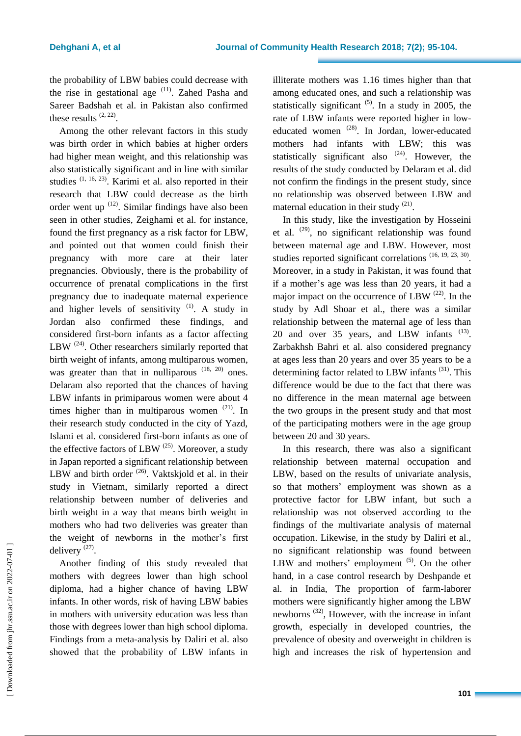the probability of LBW babies could decrease with the rise in gestational age [11]. Zahed Pasha and Sareer Badshah et al. in Pakistan also confirmed these results [2, 22].

Among the other relevant factors in this study was birth order in which babies at higher orders had higher mean weight, and this relationship was also statistically significant and in line with similar studies [1, 16, 23]. Karimi et al. also reported in their research that LBW could decrease as the birth order went up [12]. Similar findings have also been seen in other studies, Zeighami et al. for instance, found the first pregnancy as a risk factor for LBW, and pointed out that women could finish their pregnancy with more care at their later pregnancies. Obviously, there is the probability of occurrence of prenatal complications in the first pregnancy due to inadequate maternal experience and higher levels of sensitivity [1]. A study in Jordan also confirmed these findings, and considered first-born infants as a factor affecting LBW [24]. Other researchers similarly reported that birth weight of infants, among multiparous women, was greater than that in nulliparous [18, 20] ones. Delaram also reported that the chances of having LBW infants in primiparous women were about 4 times higher than in multiparous women [21]. In their research study conducted in the city of Yazd, Islami et al. considered first-born infants as one of the effective factors of LBW [25]. Moreover, a study in Japan reported a significant relationship between LBW and birth order [26]. Vaktskjold et al. in their study in Vietnam, similarly reported a direct relationship between number of deliveries and birth weight in a way that means birth weight in mothers who had two deliveries was greater than the weight of newborns in the mother's first delivery [27].

Another finding of this study revealed that mothers with degrees lower than high school diploma, had a higher chance of having LBW infants. In other words, risk of having LBW babies in mothers with university education was less than those with degrees lower than high school diploma. Findings from a meta-analysis by Daliri et al. also showed that the probability of LBW infants in illiterate mothers was 1.16 times higher than that among educated ones, and such a relationship was statistically significant [5]. In a study in 2005, the rate of LBW infants were reported higher in low-educated women [28]. In Jordan, lower-educated mothers had infants with LBW; this was statistically significant also [24]. However, the results of the study conducted by Delaram et al. did not confirm the findings in the present study, since no relationship was observed between LBW and maternal education in their study [21].

In this study, like the investigation by Hosseini et al. [29], no significant relationship was found between maternal age and LBW. However, most studies reported significant correlations [16, 19, 23, 30]. Moreover, in a study in Pakistan, it was found that if a mother's age was less than 20 years, it had a major impact on the occurrence of LBW [22]. In the study by Adl Shoar et al., there was a similar relationship between the maternal age of less than 20 and over 35 years, and LBW infants [13]. Zarbakhsh Bahri et al. also considered pregnancy at ages less than 20 years and over 35 years to be a determining factor related to LBW infants [31]. This difference would be due to the fact that there was no difference in the mean maternal age between the two groups in the present study and that most of the participating mothers were in the age group between 20 and 30 years.

In this research, there was also a significant relationship between maternal occupation and LBW, based on the results of univariate analysis, so that mothers' employment was shown as a protective factor for LBW infant, but such a relationship was not observed according to the findings of the multivariate analysis of maternal occupation. Likewise, in the study by Daliri et al., no significant relationship was found between LBW and mothers' employment [5]. On the other hand, in a case control research by Deshpande et al. in India, The proportion of farm-laborer mothers were significantly higher among the LBW newborns [32], However, with the increase in infant growth, especially in developed countries, the prevalence of obesity and overweight in children is high and increases the risk of hypertension and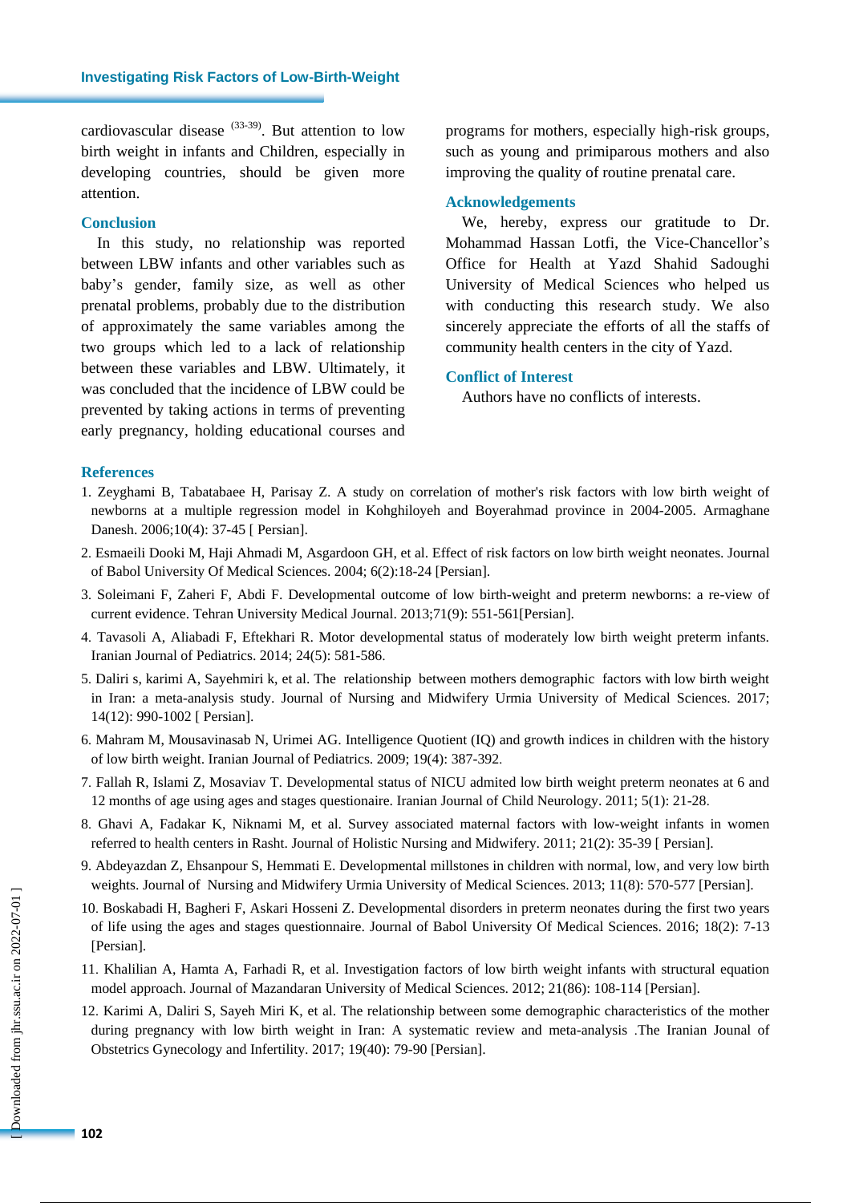cardiovascular disease [33-39]. But attention to low birth weight in infants and Children, especially in developing countries, should be given more attention.

## Conclusion

In this study, no relationship was reported between LBW infants and other variables such as baby's gender, family size, as well as other prenatal problems, probably due to the distribution of approximately the same variables among the two groups which led to a lack of relationship between these variables and LBW. Ultimately, it was concluded that the incidence of LBW could be prevented by taking actions in terms of preventing early pregnancy, holding educational courses and programs for mothers, especially high-risk groups, such as young and primiparous mothers and also improving the quality of routine prenatal care.

## Acknowledgements

We, hereby, express our gratitude to Dr. Mohammad Hassan Lotfi, the Vice-Chancellor's Office for Health at Yazd Shahid Sadoughi University of Medical Sciences who helped us with conducting this research study. We also sincerely appreciate the efforts of all the staffs of community health centers in the city of Yazd.

## Conflict of Interest

Authors have no conflicts of interests.

## References

1. Zeyghami B, Tabatabaee H, Parisay Z. A study on correlation of mother's risk factors with low birth weight of newborns at a multiple regression model in Kohghiloyeh and Boyerahmad province in 2004-2005. Armaghane Danesh. 2006;10(4): 37-45 [ Persian].
2. Esmaeili Dooki M, Haji Ahmadi M, Asgardoon GH, et al. Effect of risk factors on low birth weight neonates. Journal of Babol University Of Medical Sciences. 2004; 6(2):18-24 [Persian].
3. Soleimani F, Zaheri F, Abdi F. Developmental outcome of low birth-weight and preterm newborns: a re-view of current evidence. Tehran University Medical Journal. 2013;71(9): 551-561[Persian].
4. Tavasoli A, Aliabadi F, Eftekhari R. Motor developmental status of moderately low birth weight preterm infants. Iranian Journal of Pediatrics. 2014; 24(5): 581-586.
5. Daliri s, karimi A, Sayehmiri k, et al. The relationship between mothers demographic factors with low birth weight in Iran: a meta-analysis study. Journal of Nursing and Midwifery Urmia University of Medical Sciences. 2017; 14(12): 990-1002 [ Persian].
6. Mahram M, Mousavinasab N, Urimei AG. Intelligence Quotient (IQ) and growth indices in children with the history of low birth weight. Iranian Journal of Pediatrics. 2009; 19(4): 387-392.
7. Fallah R, Islami Z, Mosaviav T. Developmental status of NICU admited low birth weight preterm neonates at 6 and 12 months of age using ages and stages questionaire. Iranian Journal of Child Neurology. 2011; 5(1): 21-28.
8. Ghavi A, Fadakar K, Niknami M, et al. Survey associated maternal factors with low-weight infants in women referred to health centers in Rasht. Journal of Holistic Nursing and Midwifery. 2011; 21(2): 35-39 [ Persian].
9. Abdeyazdan Z, Ehsanpour S, Hemmati E. Developmental millstones in children with normal, low, and very low birth weights. Journal of Nursing and Midwifery Urmia University of Medical Sciences. 2013; 11(8): 570-577 [Persian].
10. Boskabadi H, Bagheri F, Askari Hosseni Z. Developmental disorders in preterm neonates during the first two years of life using the ages and stages questionnaire. Journal of Babol University Of Medical Sciences. 2016; 18(2): 7-13 [Persian].
11. Khalilian A, Hamta A, Farhadi R, et al. Investigation factors of low birth weight infants with structural equation model approach. Journal of Mazandaran University of Medical Sciences. 2012; 21(86): 108-114 [Persian].
12. Karimi A, Daliri S, Sayeh Miri K, et al. The relationship between some demographic characteristics of the mother during pregnancy with low birth weight in Iran: A systematic review and meta-analysis .The Iranian Jounal of Obstetrics Gynecology and Infertility. 2017; 19(40): 79-90 [Persian].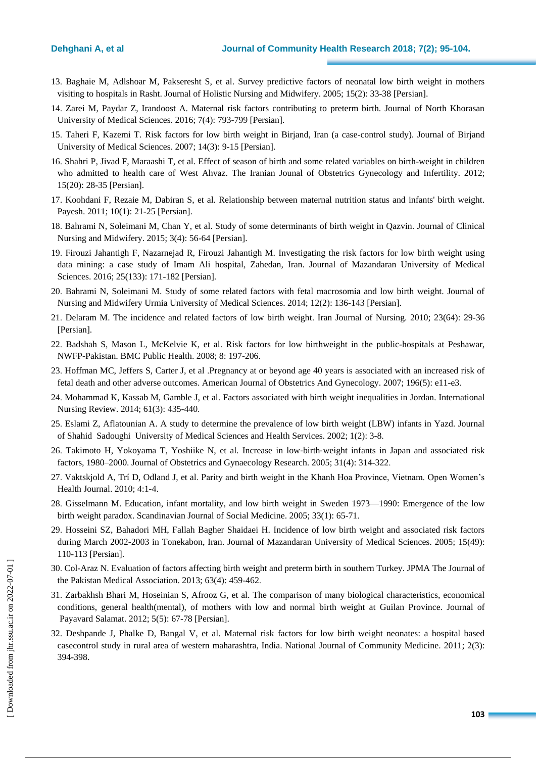13. Baghaie M, Adlshoar M, Pakseresht S, et al. Survey predictive factors of neonatal low birth weight in mothers visiting to hospitals in Rasht. Journal of Holistic Nursing and Midwifery. 2005; 15(2): 33-38 [Persian].
14. Zarei M, Paydar Z, Irandoost A. Maternal risk factors contributing to preterm birth. Journal of North Khorasan University of Medical Sciences. 2016; 7(4): 793-799 [Persian].
15. Taheri F, Kazemi T. Risk factors for low birth weight in Birjand, Iran (a case-control study). Journal of Birjand University of Medical Sciences. 2007; 14(3): 9-15 [Persian].
16. Shahri P, Jivad F, Maraashi T, et al. Effect of season of birth and some related variables on birth-weight in children who admitted to health care of West Ahvaz. The Iranian Jounal of Obstetrics Gynecology and Infertility. 2012; 15(20): 28-35 [Persian].
17. Koohdani F, Rezaie M, Dabiran S, et al. Relationship between maternal nutrition status and infants' birth weight. Payesh. 2011; 10(1): 21-25 [Persian].
18. Bahrami N, Soleimani M, Chan Y, et al. Study of some determinants of birth weight in Qazvin. Journal of Clinical Nursing and Midwifery. 2015; 3(4): 56-64 [Persian].
19. Firouzi Jahantigh F, Nazarnejad R, Firouzi Jahantigh M. Investigating the risk factors for low birth weight using data mining: a case study of Imam Ali hospital, Zahedan, Iran. Journal of Mazandaran University of Medical Sciences. 2016; 25(133): 171-182 [Persian].
20. Bahrami N, Soleimani M. Study of some related factors with fetal macrosomia and low birth weight. Journal of Nursing and Midwifery Urmia University of Medical Sciences. 2014; 12(2): 136-143 [Persian].
21. Delaram M. The incidence and related factors of low birth weight. Iran Journal of Nursing. 2010; 23(64): 29-36 [Persian].
22. Badshah S, Mason L, McKelvie K, et al. Risk factors for low birthweight in the public-hospitals at Peshawar, NWFP-Pakistan. BMC Public Health. 2008; 8: 197-206.
23. Hoffman MC, Jeffers S, Carter J, et al .Pregnancy at or beyond age 40 years is associated with an increased risk of fetal death and other adverse outcomes. American Journal of Obstetrics And Gynecology. 2007; 196(5): e11-e3.
24. Mohammad K, Kassab M, Gamble J, et al. Factors associated with birth weight inequalities in Jordan. International Nursing Review. 2014; 61(3): 435-440.
25. Eslami Z, Aflatounian A. A study to determine the prevalence of low birth weight (LBW) infants in Yazd. Journal of Shahid Sadoughi University of Medical Sciences and Health Services. 2002; 1(2): 3-8.
26. Takimoto H, Yokoyama T, Yoshiike N, et al. Increase in low‐birth‐weight infants in Japan and associated risk factors, 1980–2000. Journal of Obstetrics and Gynaecology Research. 2005; 31(4): 314-322.
27. Vaktskjold A, Trí D, Odland J, et al. Parity and birth weight in the Khanh Hoa Province, Vietnam. Open Women's Health Journal. 2010; 4:1-4.
28. Gisselmann M. Education, infant mortality, and low birth weight in Sweden 1973—1990: Emergence of the low birth weight paradox. Scandinavian Journal of Social Medicine. 2005; 33(1): 65-71.
29. Hosseini SZ, Bahadori MH, Fallah Bagher Shaidaei H. Incidence of low birth weight and associated risk factors during March 2002-2003 in Tonekabon, Iran. Journal of Mazandaran University of Medical Sciences. 2005; 15(49): 110-113 [Persian].
30. Col-Araz N. Evaluation of factors affecting birth weight and preterm birth in southern Turkey. JPMA The Journal of the Pakistan Medical Association. 2013; 63(4): 459-462.
31. Zarbakhsh Bhari M, Hoseinian S, Afrooz G, et al. The comparison of many biological characteristics, economical conditions, general health(mental), of mothers with low and normal birth weight at Guilan Province. Journal of Payavard Salamat. 2012; 5(5): 67-78 [Persian].
32. Deshpande J, Phalke D, Bangal V, et al. Maternal risk factors for low birth weight neonates: a hospital based casecontrol study in rural area of western maharashtra, India. National Journal of Community Medicine. 2011; 2(3): 394-398.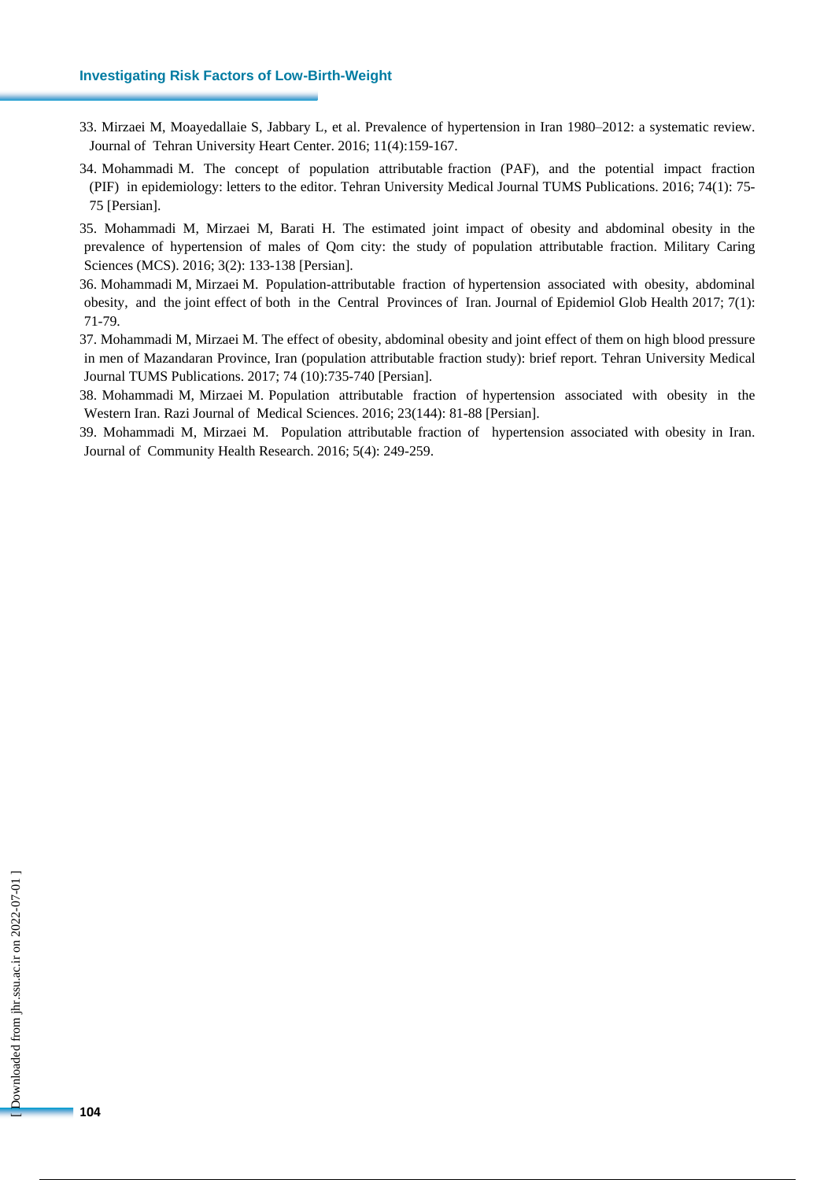33. Mirzaei M, Moayedallaie S, Jabbary L, et al. Prevalence of hypertension in Iran 1980–2012: a systematic review. Journal of Tehran University Heart Center. 2016; 11(4):159-167.
34. Mohammadi M. The concept of population attributable fraction (PAF), and the potential impact fraction (PIF) in epidemiology: letters to the editor. Tehran University Medical Journal TUMS Publications. 2016; 74(1): 75-75 [Persian].
35. Mohammadi M, Mirzaei M, Barati H. The estimated joint impact of obesity and abdominal obesity in the prevalence of hypertension of males of Qom city: the study of population attributable fraction. Military Caring Sciences (MCS). 2016; 3(2): 133-138 [Persian].
36. Mohammadi M, Mirzaei M. Population-attributable fraction of hypertension associated with obesity, abdominal obesity, and the joint effect of both in the Central Provinces of Iran. Journal of Epidemiol Glob Health 2017; 7(1): 71-79.
37. Mohammadi M, Mirzaei M. The effect of obesity, abdominal obesity and joint effect of them on high blood pressure in men of Mazandaran Province, Iran (population attributable fraction study): brief report. Tehran University Medical Journal TUMS Publications. 2017; 74 (10):735-740 [Persian].
38. Mohammadi M, Mirzaei M. Population attributable fraction of hypertension associated with obesity in the Western Iran. Razi Journal of Medical Sciences. 2016; 23(144): 81-88 [Persian].
39. Mohammadi M, Mirzaei M. Population attributable fraction of hypertension associated with obesity in Iran. Journal of Community Health Research. 2016; 5(4): 249-259.